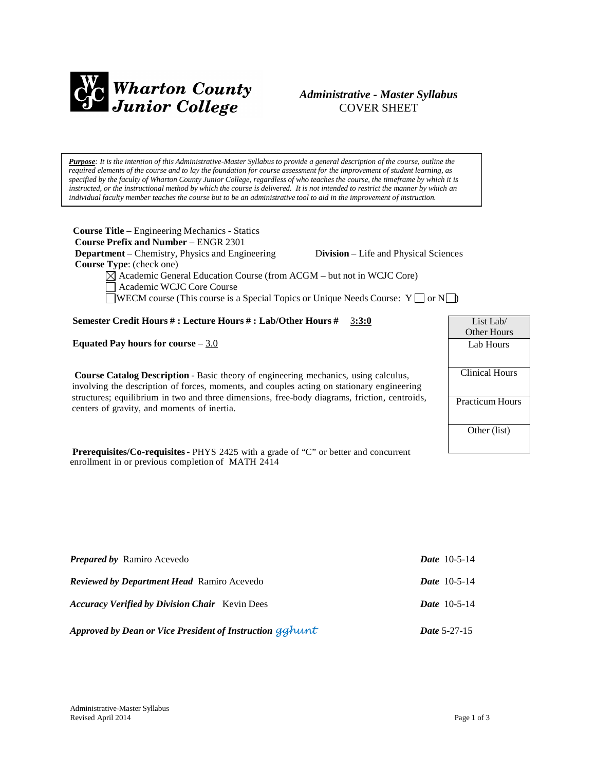**Wharton County Junior College**

## *Administrative - Master Syllabus*
## COVER SHEET

***Purpose**: It is the intention of this Administrative-Master Syllabus to provide a general description of the course, outline the required elements of the course and to lay the foundation for course assessment for the improvement of student learning, as specified by the faculty of Wharton County Junior College, regardless of who teaches the course, the timeframe by which it is instructed, or the instructional method by which the course is delivered. It is not intended to restrict the manner by which an individual faculty member teaches the course but to be an administrative tool to aid in the improvement of instruction.*

**Course Title** – Engineering Mechanics - Statics
**Course Prefix and Number** – ENGR 2301
**Department** – Chemistry, Physics and Engineering **Division** – Life and Physical Sciences
**Course Type**: (check one)

- ☒ Academic General Education Course (from ACGM – but not in WCJC Core)
- ☐ Academic WCJC Core Course
- ☐ WECM course (This course is a Special Topics or Unique Needs Course: Y ☐ or N ☐)

**Semester Credit Hours # : Lecture Hours # : Lab/Other Hours #** 3**:3:0**

**Equated Pay hours for course** – 3.0

| List Lab/ Other Hours |
|---|
| Lab Hours |
| Clinical Hours |
| Practicum Hours |
| Other (list) |

**Course Catalog Description** - Basic theory of engineering mechanics, using calculus, involving the description of forces, moments, and couples acting on stationary engineering structures; equilibrium in two and three dimensions, free-body diagrams, friction, centroids, centers of gravity, and moments of inertia.

**Prerequisites/Co-requisites** - PHYS 2425 with a grade of "C" or better and concurrent enrollment in or previous completion of MATH 2414

| | |
|---|---|
| ***Prepared by*** Ramiro Acevedo | ***Date*** 10-5-14 |
| ***Reviewed by Department Head*** Ramiro Acevedo | ***Date*** 10-5-14 |
| ***Accuracy Verified by Division Chair*** Kevin Dees | ***Date*** 10-5-14 |
| ***Approved by Dean or Vice President of Instruction*** gghunt | ***Date*** 5-27-15 |

Administrative-Master Syllabus
Revised April 2014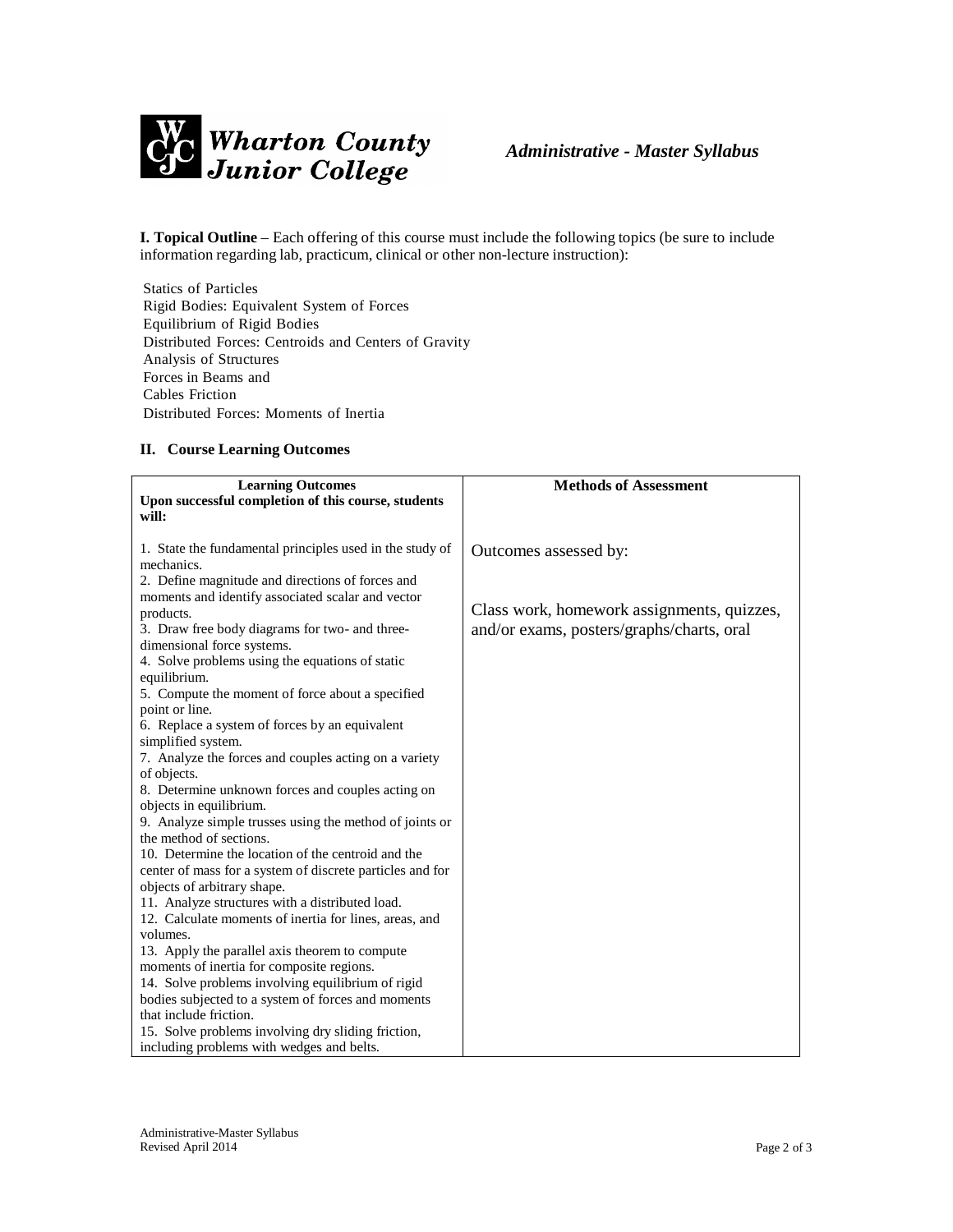*Administrative - Master Syllabus*

**I. Topical Outline** – Each offering of this course must include the following topics (be sure to include information regarding lab, practicum, clinical or other non-lecture instruction):

Statics of Particles
Rigid Bodies: Equivalent System of Forces
Equilibrium of Rigid Bodies
Distributed Forces: Centroids and Centers of Gravity
Analysis of Structures
Forces in Beams and
Cables Friction
Distributed Forces: Moments of Inertia

## II. Course Learning Outcomes

| **Learning Outcomes**<br>**Upon successful completion of this course, students will:** | **Methods of Assessment** |
|---|---|
| 1. State the fundamental principles used in the study of mechanics.<br>2. Define magnitude and directions of forces and moments and identify associated scalar and vector products.<br>3. Draw free body diagrams for two- and three-dimensional force systems.<br>4. Solve problems using the equations of static equilibrium.<br>5. Compute the moment of force about a specified point or line.<br>6. Replace a system of forces by an equivalent simplified system.<br>7. Analyze the forces and couples acting on a variety of objects.<br>8. Determine unknown forces and couples acting on objects in equilibrium.<br>9. Analyze simple trusses using the method of joints or the method of sections.<br>10. Determine the location of the centroid and the center of mass for a system of discrete particles and for objects of arbitrary shape.<br>11. Analyze structures with a distributed load.<br>12. Calculate moments of inertia for lines, areas, and volumes.<br>13. Apply the parallel axis theorem to compute moments of inertia for composite regions.<br>14. Solve problems involving equilibrium of rigid bodies subjected to a system of forces and moments that include friction.<br>15. Solve problems involving dry sliding friction, including problems with wedges and belts. | Outcomes assessed by:<br><br>Class work, homework assignments, quizzes, and/or exams, posters/graphs/charts, oral |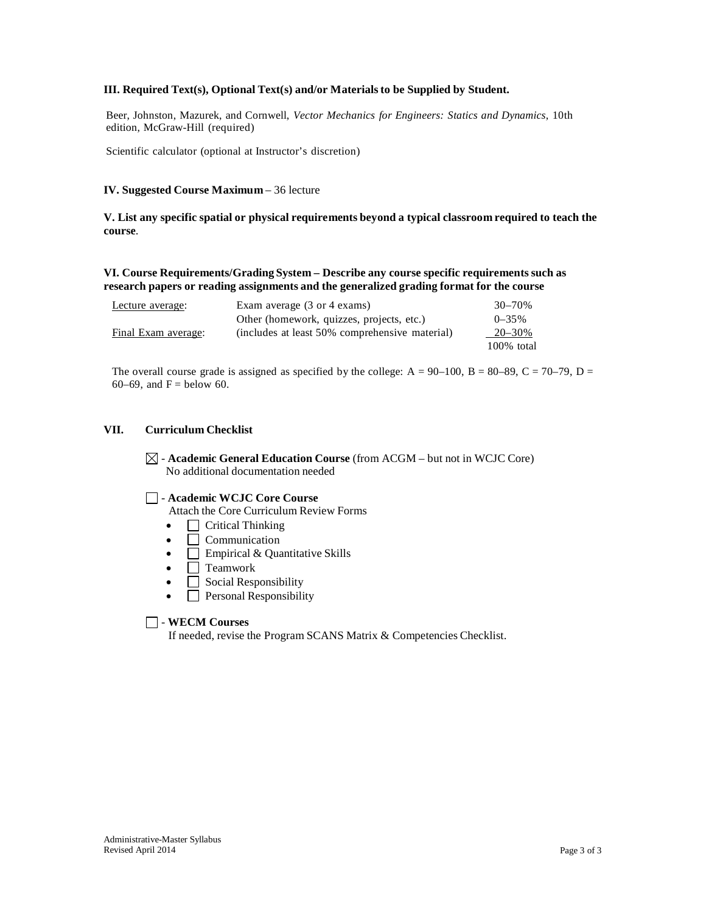**III. Required Text(s), Optional Text(s) and/or Materials to be Supplied by Student.**

Beer, Johnston, Mazurek, and Cornwell, *Vector Mechanics for Engineers: Statics and Dynamics*, 10th edition, McGraw-Hill (required)

Scientific calculator (optional at Instructor's discretion)

**IV. Suggested Course Maximum** – 36 lecture

**V. List any specific spatial or physical requirements beyond a typical classroom required to teach the course**.

**VI. Course Requirements/Grading System – Describe any course specific requirements such as research papers or reading assignments and the generalized grading format for the course**

| | | |
|---|---|---|
| Lecture average: | Exam average (3 or 4 exams) | 30–70% |
| | Other (homework, quizzes, projects, etc.) | 0–35% |
| Final Exam average: | (includes at least 50% comprehensive material) | 20–30% |
| | | 100% total |

The overall course grade is assigned as specified by the college: A = 90–100, B = 80–89, C = 70–79, D = 60–69, and F = below 60.

**VII. Curriculum Checklist**

☒ - **Academic General Education Course** (from ACGM – but not in WCJC Core)
No additional documentation needed

☐ - **Academic WCJC Core Course**
Attach the Core Curriculum Review Forms

- ☐ Critical Thinking
- ☐ Communication
- ☐ Empirical & Quantitative Skills
- ☐ Teamwork
- ☐ Social Responsibility
- ☐ Personal Responsibility

☐ - **WECM Courses**
If needed, revise the Program SCANS Matrix & Competencies Checklist.